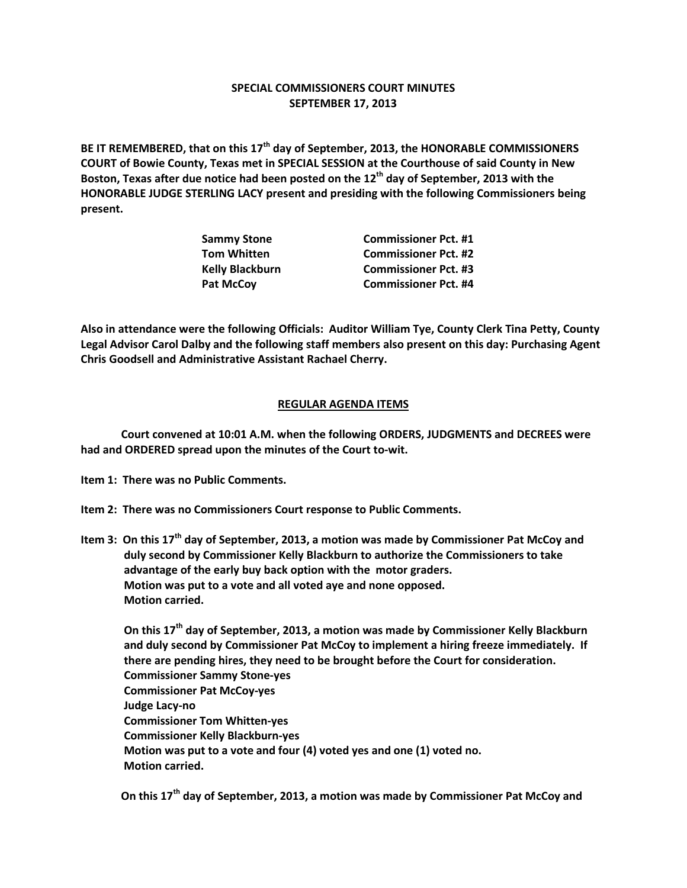**SPECIAL COMMISSIONERS COURT MINUTES**
**SEPTEMBER 17, 2013**

**BE IT REMEMBERED, that on this 17th day of September, 2013, the HONORABLE COMMISSIONERS COURT of Bowie County, Texas met in SPECIAL SESSION at the Courthouse of said County in New Boston, Texas after due notice had been posted on the 12th day of September, 2013 with the HONORABLE JUDGE STERLING LACY present and presiding with the following Commissioners being present.**

| | |
|---|---|
| **Sammy Stone** | **Commissioner Pct. #1** |
| **Tom Whitten** | **Commissioner Pct. #2** |
| **Kelly Blackburn** | **Commissioner Pct. #3** |
| **Pat McCoy** | **Commissioner Pct. #4** |

**Also in attendance were the following Officials: Auditor William Tye, County Clerk Tina Petty, County Legal Advisor Carol Dalby and the following staff members also present on this day: Purchasing Agent Chris Goodsell and Administrative Assistant Rachael Cherry.**

## REGULAR AGENDA ITEMS

**Court convened at 10:01 A.M. when the following ORDERS, JUDGMENTS and DECREES were had and ORDERED spread upon the minutes of the Court to-wit.**

**Item 1: There was no Public Comments.**

**Item 2: There was no Commissioners Court response to Public Comments.**

**Item 3: On this 17th day of September, 2013, a motion was made by Commissioner Pat McCoy and duly second by Commissioner Kelly Blackburn to authorize the Commissioners to take advantage of the early buy back option with the motor graders.**
**Motion was put to a vote and all voted aye and none opposed.**
**Motion carried.**

**On this 17th day of September, 2013, a motion was made by Commissioner Kelly Blackburn and duly second by Commissioner Pat McCoy to implement a hiring freeze immediately. If there are pending hires, they need to be brought before the Court for consideration.**
**Commissioner Sammy Stone-yes**
**Commissioner Pat McCoy-yes**
**Judge Lacy-no**
**Commissioner Tom Whitten-yes**
**Commissioner Kelly Blackburn-yes**
**Motion was put to a vote and four (4) voted yes and one (1) voted no.**
**Motion carried.**

**On this 17th day of September, 2013, a motion was made by Commissioner Pat McCoy and**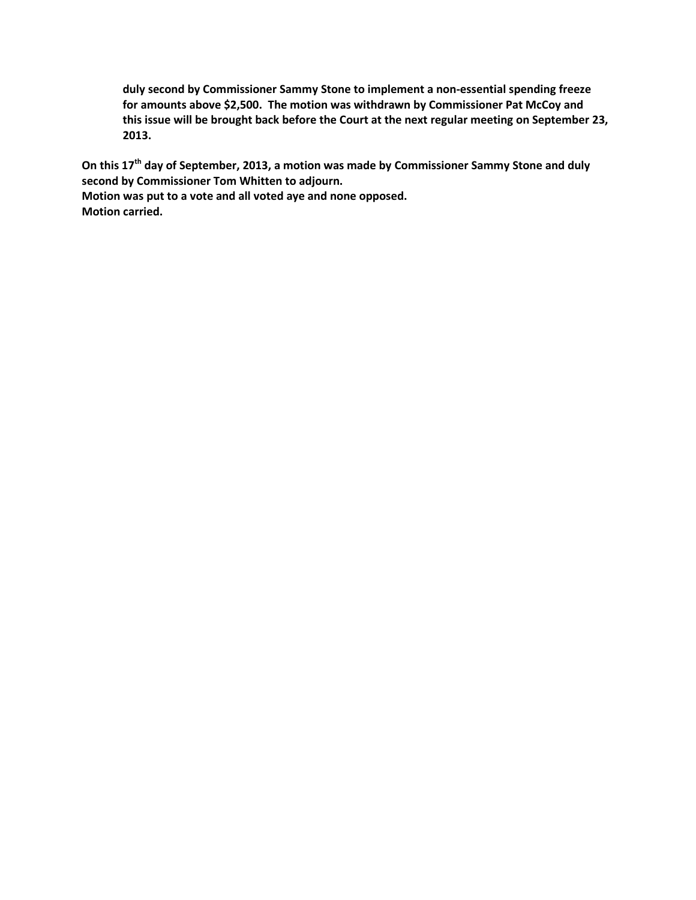**duly second by Commissioner Sammy Stone to implement a non-essential spending freeze for amounts above $2,500. The motion was withdrawn by Commissioner Pat McCoy and this issue will be brought back before the Court at the next regular meeting on September 23, 2013.**

**On this 17th day of September, 2013, a motion was made by Commissioner Sammy Stone and duly second by Commissioner Tom Whitten to adjourn.**
**Motion was put to a vote and all voted aye and none opposed.**
**Motion carried.**